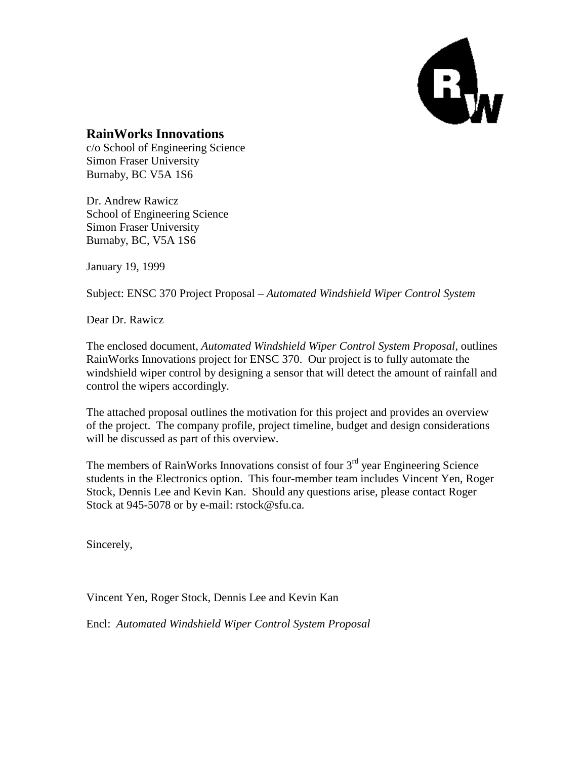**RainWorks Innovations**
c/o School of Engineering Science
Simon Fraser University
Burnaby, BC V5A 1S6

Dr. Andrew Rawicz
School of Engineering Science
Simon Fraser University
Burnaby, BC, V5A 1S6

January 19, 1999

Subject: ENSC 370 Project Proposal – *Automated Windshield Wiper Control System*

Dear Dr. Rawicz

The enclosed document, *Automated Windshield Wiper Control System Proposal*, outlines RainWorks Innovations project for ENSC 370. Our project is to fully automate the windshield wiper control by designing a sensor that will detect the amount of rainfall and control the wipers accordingly.

The attached proposal outlines the motivation for this project and provides an overview of the project. The company profile, project timeline, budget and design considerations will be discussed as part of this overview.

The members of RainWorks Innovations consist of four 3rd year Engineering Science students in the Electronics option. This four-member team includes Vincent Yen, Roger Stock, Dennis Lee and Kevin Kan. Should any questions arise, please contact Roger Stock at 945-5078 or by e-mail: rstock@sfu.ca.

Sincerely,

Vincent Yen, Roger Stock, Dennis Lee and Kevin Kan

Encl: *Automated Windshield Wiper Control System Proposal*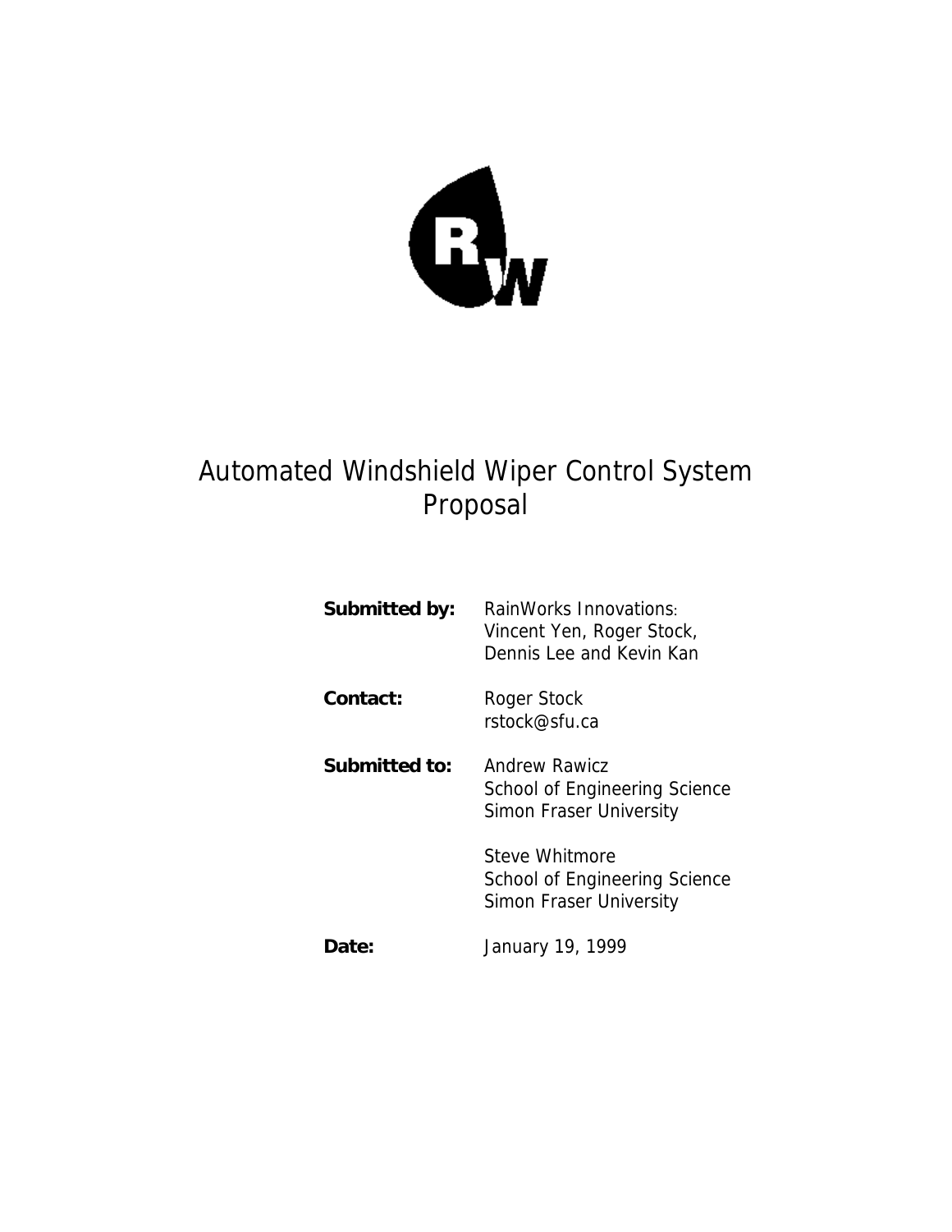# Automated Windshield Wiper Control System Proposal

| | |
|---|---|
| **Submitted by:** | RainWorks Innovations: Vincent Yen, Roger Stock, Dennis Lee and Kevin Kan |
| **Contact:** | Roger Stock rstock@sfu.ca |
| **Submitted to:** | Andrew Rawicz School of Engineering Science Simon Fraser University |
| | Steve Whitmore School of Engineering Science Simon Fraser University |
| **Date:** | January 19, 1999 |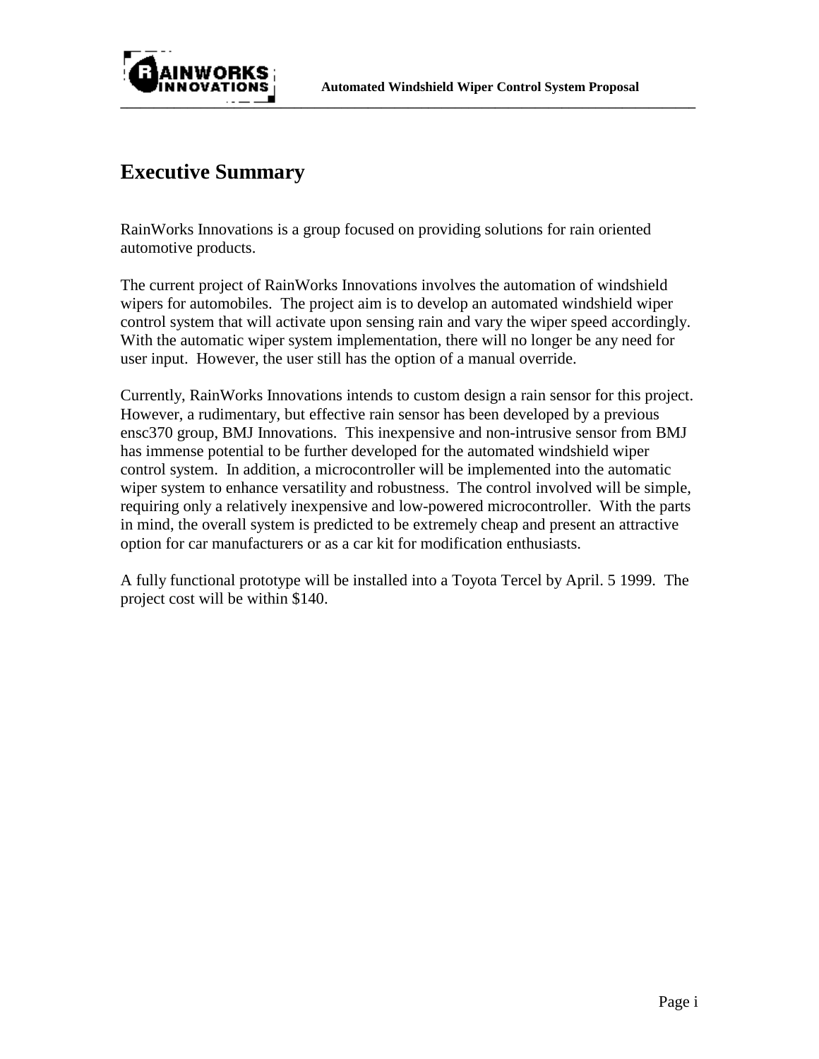# Executive Summary

RainWorks Innovations is a group focused on providing solutions for rain oriented automotive products.

The current project of RainWorks Innovations involves the automation of windshield wipers for automobiles. The project aim is to develop an automated windshield wiper control system that will activate upon sensing rain and vary the wiper speed accordingly. With the automatic wiper system implementation, there will no longer be any need for user input. However, the user still has the option of a manual override.

Currently, RainWorks Innovations intends to custom design a rain sensor for this project. However, a rudimentary, but effective rain sensor has been developed by a previous ensc370 group, BMJ Innovations. This inexpensive and non-intrusive sensor from BMJ has immense potential to be further developed for the automated windshield wiper control system. In addition, a microcontroller will be implemented into the automatic wiper system to enhance versatility and robustness. The control involved will be simple, requiring only a relatively inexpensive and low-powered microcontroller. With the parts in mind, the overall system is predicted to be extremely cheap and present an attractive option for car manufacturers or as a car kit for modification enthusiasts.

A fully functional prototype will be installed into a Toyota Tercel by April. 5 1999. The project cost will be within $140.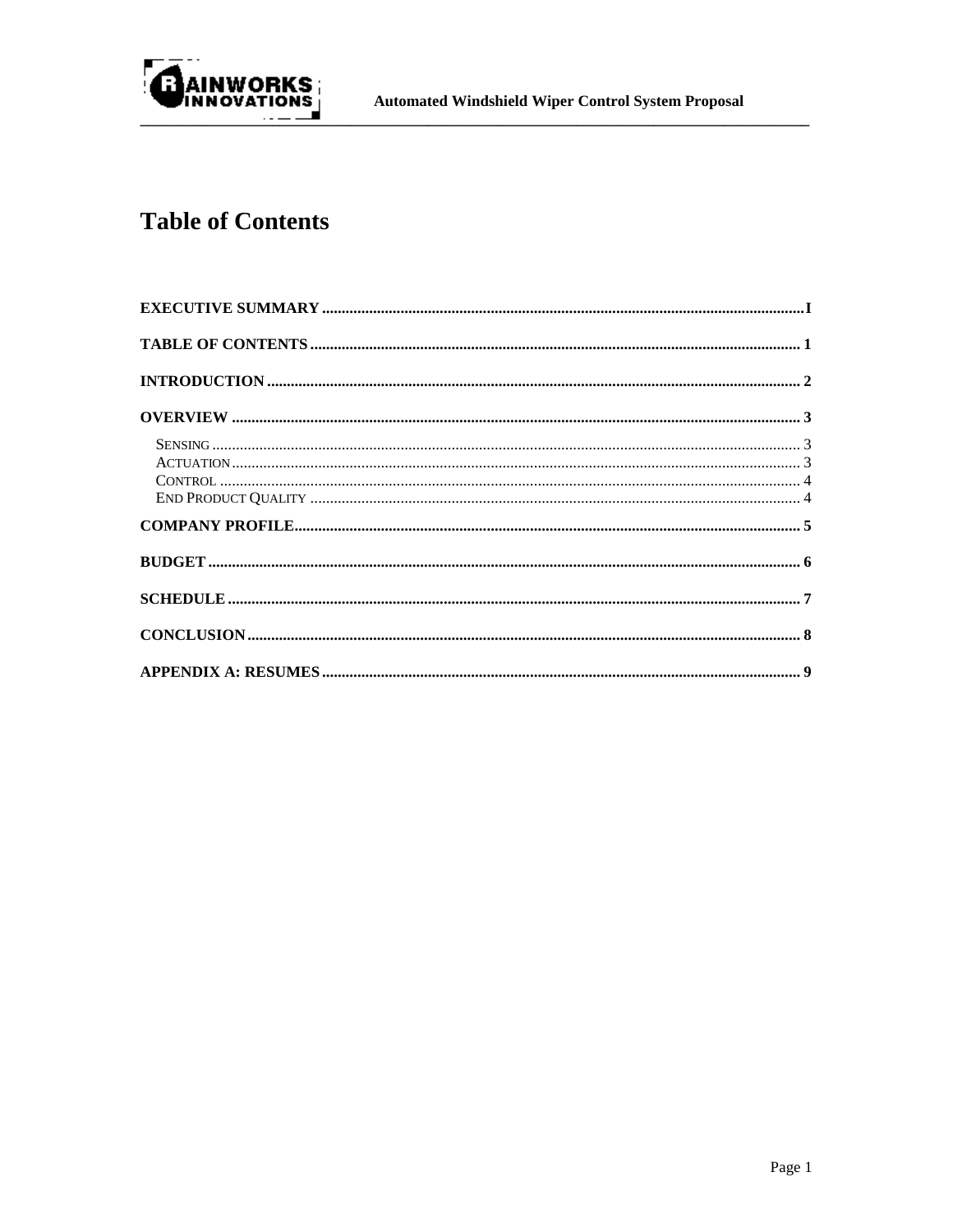# Table of Contents

EXECUTIVE SUMMARY .......... I

TABLE OF CONTENTS .......... 1

INTRODUCTION .......... 2

OVERVIEW .......... 3

- SENSING .......... 3
- ACTUATION .......... 3
- CONTROL .......... 4
- END PRODUCT QUALITY .......... 4

COMPANY PROFILE .......... 5

BUDGET .......... 6

SCHEDULE .......... 7

CONCLUSION .......... 8

APPENDIX A: RESUMES .......... 9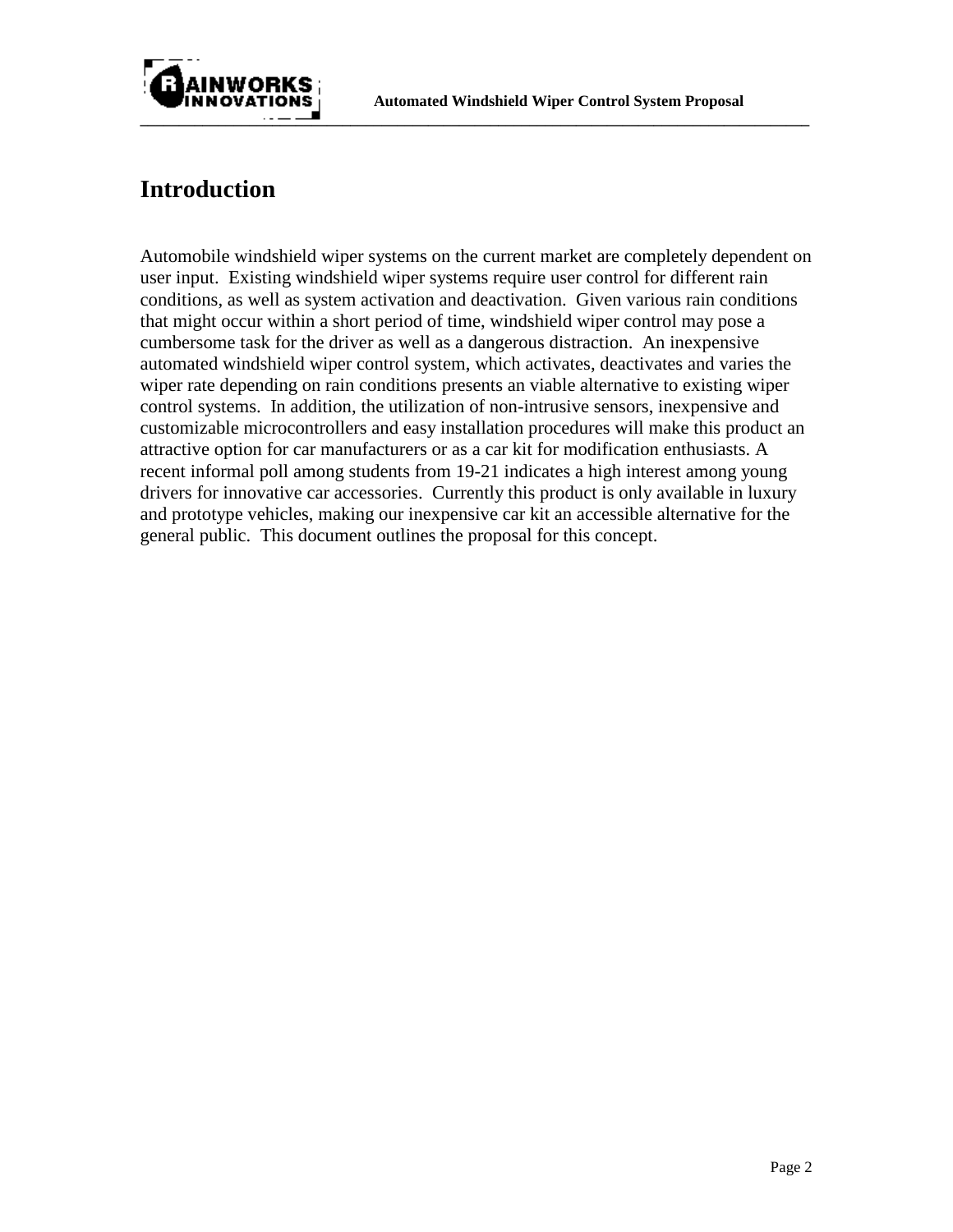# Introduction

Automobile windshield wiper systems on the current market are completely dependent on user input. Existing windshield wiper systems require user control for different rain conditions, as well as system activation and deactivation. Given various rain conditions that might occur within a short period of time, windshield wiper control may pose a cumbersome task for the driver as well as a dangerous distraction. An inexpensive automated windshield wiper control system, which activates, deactivates and varies the wiper rate depending on rain conditions presents an viable alternative to existing wiper control systems. In addition, the utilization of non-intrusive sensors, inexpensive and customizable microcontrollers and easy installation procedures will make this product an attractive option for car manufacturers or as a car kit for modification enthusiasts. A recent informal poll among students from 19-21 indicates a high interest among young drivers for innovative car accessories. Currently this product is only available in luxury and prototype vehicles, making our inexpensive car kit an accessible alternative for the general public. This document outlines the proposal for this concept.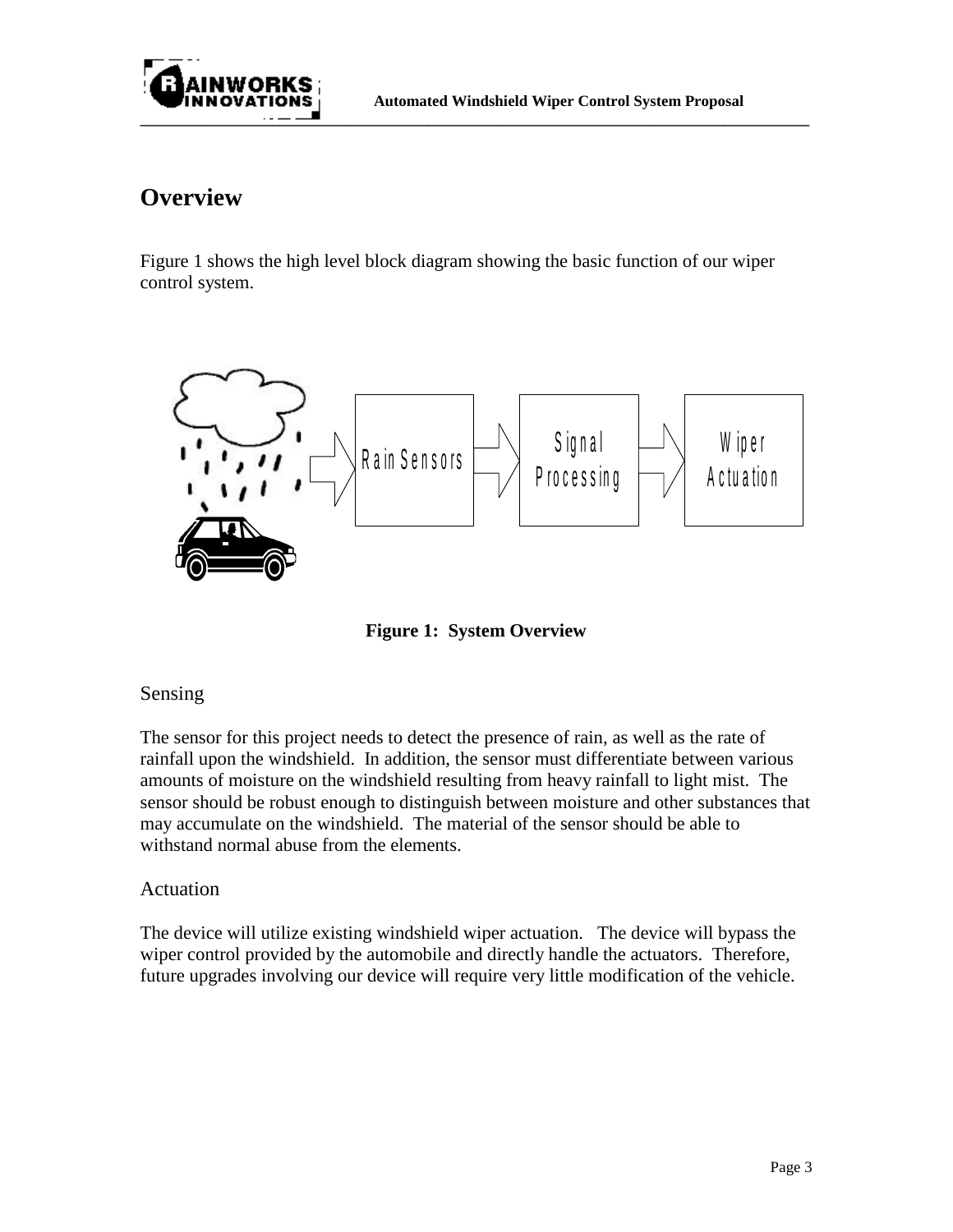# Overview

Figure 1 shows the high level block diagram showing the basic function of our wiper control system.

**Figure 1: System Overview**

## Sensing

The sensor for this project needs to detect the presence of rain, as well as the rate of rainfall upon the windshield. In addition, the sensor must differentiate between various amounts of moisture on the windshield resulting from heavy rainfall to light mist. The sensor should be robust enough to distinguish between moisture and other substances that may accumulate on the windshield. The material of the sensor should be able to withstand normal abuse from the elements.

## Actuation

The device will utilize existing windshield wiper actuation. The device will bypass the wiper control provided by the automobile and directly handle the actuators. Therefore, future upgrades involving our device will require very little modification of the vehicle.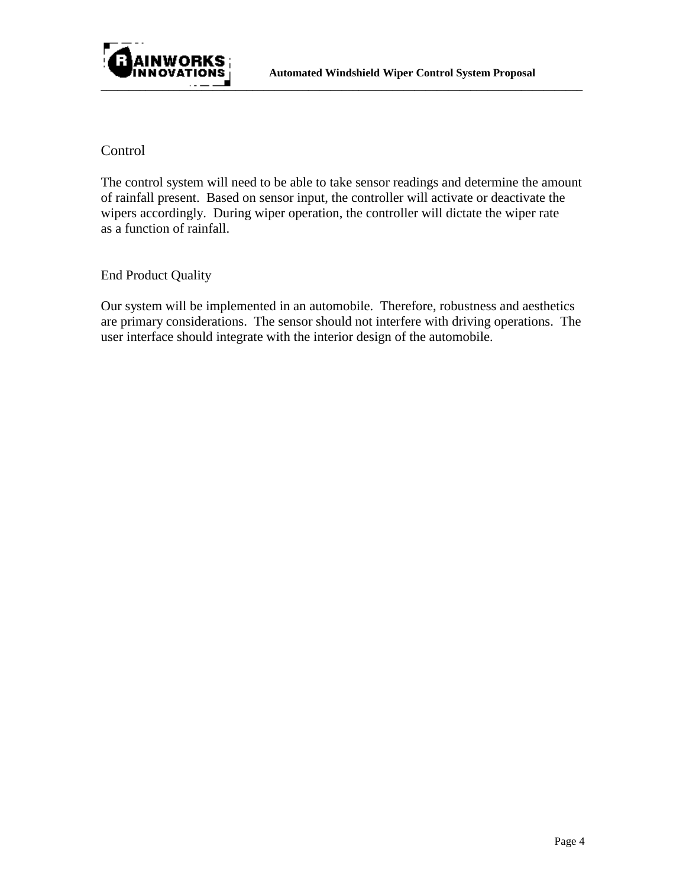## Control

The control system will need to be able to take sensor readings and determine the amount of rainfall present. Based on sensor input, the controller will activate or deactivate the wipers accordingly. During wiper operation, the controller will dictate the wiper rate as a function of rainfall.

## End Product Quality

Our system will be implemented in an automobile. Therefore, robustness and aesthetics are primary considerations. The sensor should not interfere with driving operations. The user interface should integrate with the interior design of the automobile.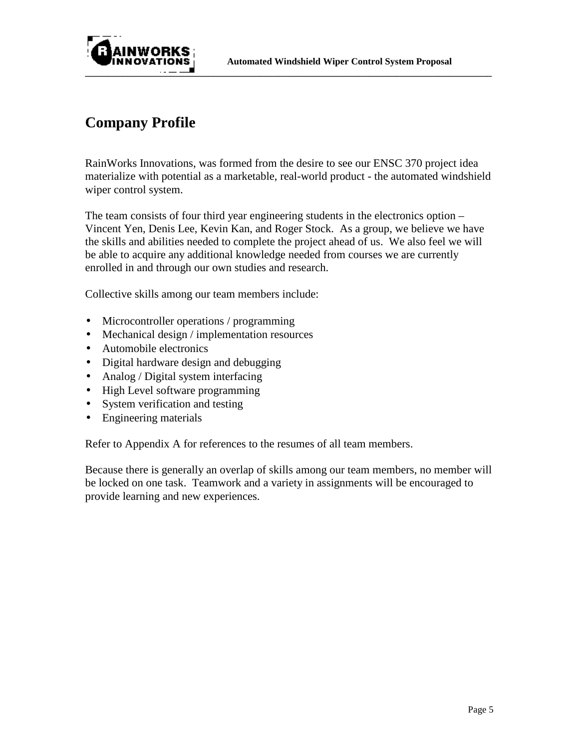# Company Profile

RainWorks Innovations, was formed from the desire to see our ENSC 370 project idea materialize with potential as a marketable, real-world product - the automated windshield wiper control system.

The team consists of four third year engineering students in the electronics option – Vincent Yen, Denis Lee, Kevin Kan, and Roger Stock. As a group, we believe we have the skills and abilities needed to complete the project ahead of us. We also feel we will be able to acquire any additional knowledge needed from courses we are currently enrolled in and through our own studies and research.

Collective skills among our team members include:

- Microcontroller operations / programming
- Mechanical design / implementation resources
- Automobile electronics
- Digital hardware design and debugging
- Analog / Digital system interfacing
- High Level software programming
- System verification and testing
- Engineering materials

Refer to Appendix A for references to the resumes of all team members.

Because there is generally an overlap of skills among our team members, no member will be locked on one task. Teamwork and a variety in assignments will be encouraged to provide learning and new experiences.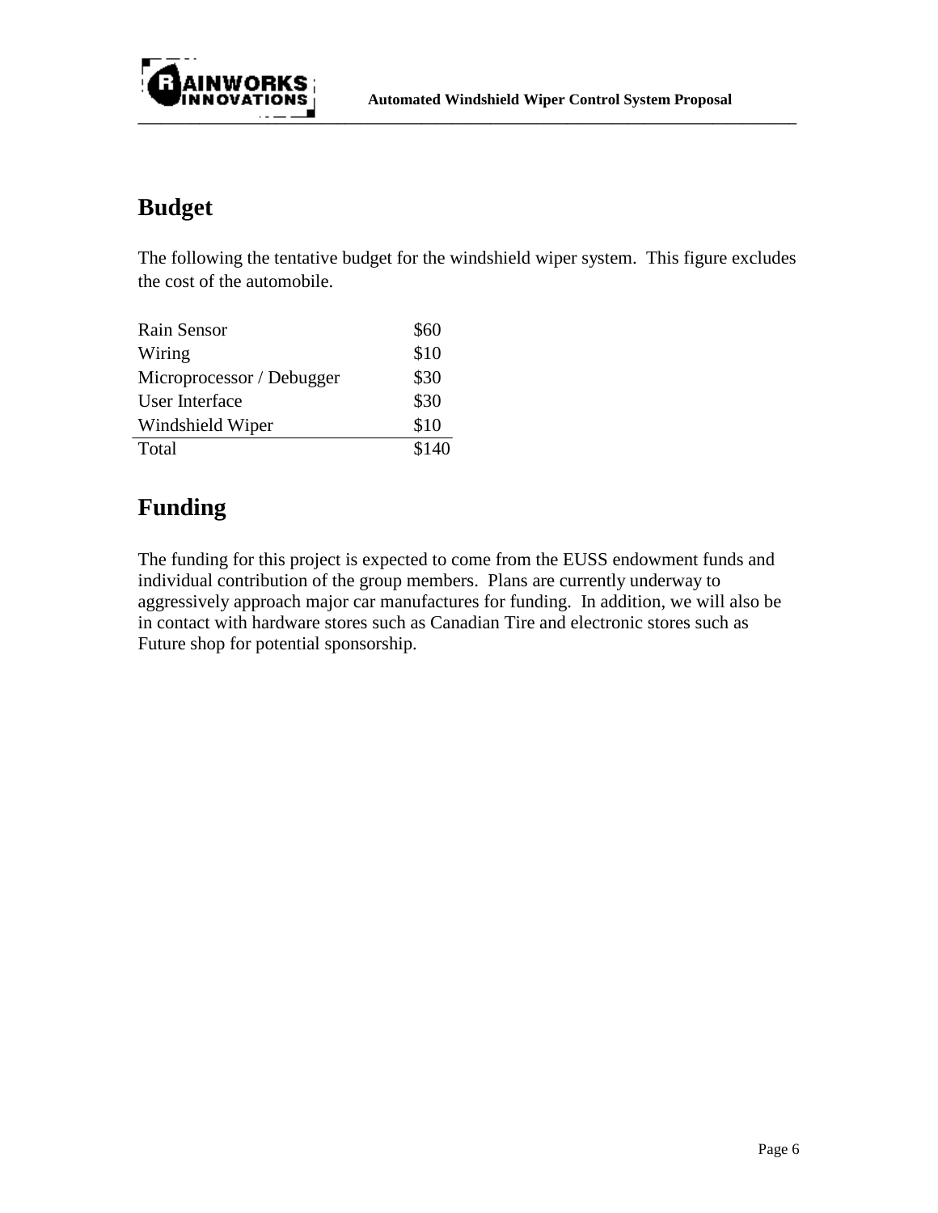## Budget

The following the tentative budget for the windshield wiper system. This figure excludes the cost of the automobile.

| Item | Cost |
|---|---|
| Rain Sensor | $60 |
| Wiring | $10 |
| Microprocessor / Debugger | $30 |
| User Interface | $30 |
| Windshield Wiper | $10 |
| Total | $140 |

## Funding

The funding for this project is expected to come from the EUSS endowment funds and individual contribution of the group members. Plans are currently underway to aggressively approach major car manufactures for funding. In addition, we will also be in contact with hardware stores such as Canadian Tire and electronic stores such as Future shop for potential sponsorship.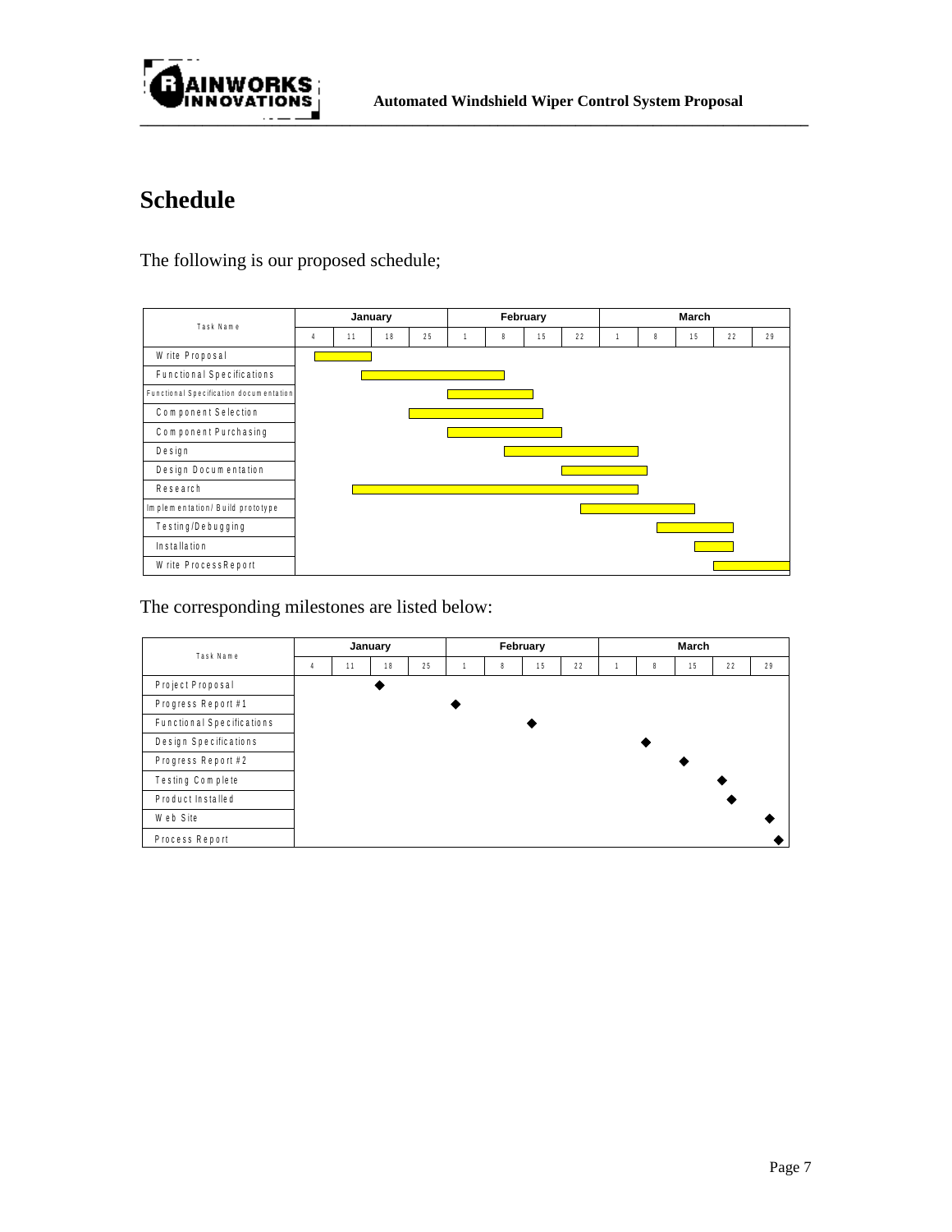# Schedule

The following is our proposed schedule;

| Task Name | January | | | | February | | | | March | | | | |
|---|---|---|---|---|---|---|---|---|---|---|---|---|---|
| | 4 | 11 | 18 | 25 | 1 | 8 | 15 | 22 | 1 | 8 | 15 | 22 | 29 |
| Write Proposal | ■ | ■ | | | | | | | | | | | |
| Functional Specifications | | ■ | ■ | ■ | ■ | | | | | | | | |
| Functional Specification documentation | | | | | ■ | ■ | | | | | | | |
| Component Selection | | | | ■ | ■ | ■ | | | | | | | |
| Component Purchasing | | | | | ■ | ■ | ■ | | | | | | |
| Design | | | | | | ■ | ■ | ■ | ■ | | | | |
| Design Documentation | | | | | | | | ■ | ■ | | | | |
| Research | | ■ | ■ | ■ | ■ | ■ | ■ | ■ | ■ | | | | |
| Implementation/ Build prototype | | | | | | | | ■ | ■ | ■ | | | |
| Testing/Debugging | | | | | | | | | | ■ | ■ | | |
| Installation | | | | | | | | | | | ■ | | |
| Write ProcessReport | | | | | | | | | | | | ■ | ■ |

The corresponding milestones are listed below:

| Task Name | January | | | | February | | | | March | | | | |
|---|---|---|---|---|---|---|---|---|---|---|---|---|---|
| | 4 | 11 | 18 | 25 | 1 | 8 | 15 | 22 | 1 | 8 | 15 | 22 | 29 |
| Project Proposal | | | ◆ | | | | | | | | | | |
| Progress Report #1 | | | | | ◆ | | | | | | | | |
| Functional Specifications | | | | | | | ◆ | | | | | | |
| Design Specifications | | | | | | | | | | ◆ | | | |
| Progress Report #2 | | | | | | | | | | | ◆ | | |
| Testing Complete | | | | | | | | | | | | ◆ | |
| Product Installed | | | | | | | | | | | | ◆ | |
| Web Site | | | | | | | | | | | | | ◆ |
| Process Report | | | | | | | | | | | | | ◆ |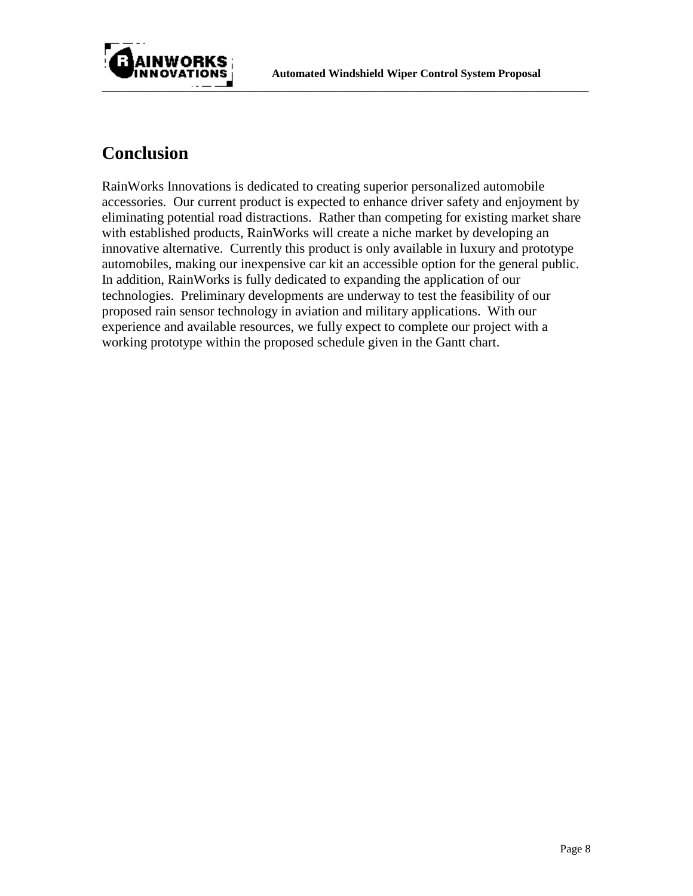## Conclusion

RainWorks Innovations is dedicated to creating superior personalized automobile accessories. Our current product is expected to enhance driver safety and enjoyment by eliminating potential road distractions. Rather than competing for existing market share with established products, RainWorks will create a niche market by developing an innovative alternative. Currently this product is only available in luxury and prototype automobiles, making our inexpensive car kit an accessible option for the general public. In addition, RainWorks is fully dedicated to expanding the application of our technologies. Preliminary developments are underway to test the feasibility of our proposed rain sensor technology in aviation and military applications. With our experience and available resources, we fully expect to complete our project with a working prototype within the proposed schedule given in the Gantt chart.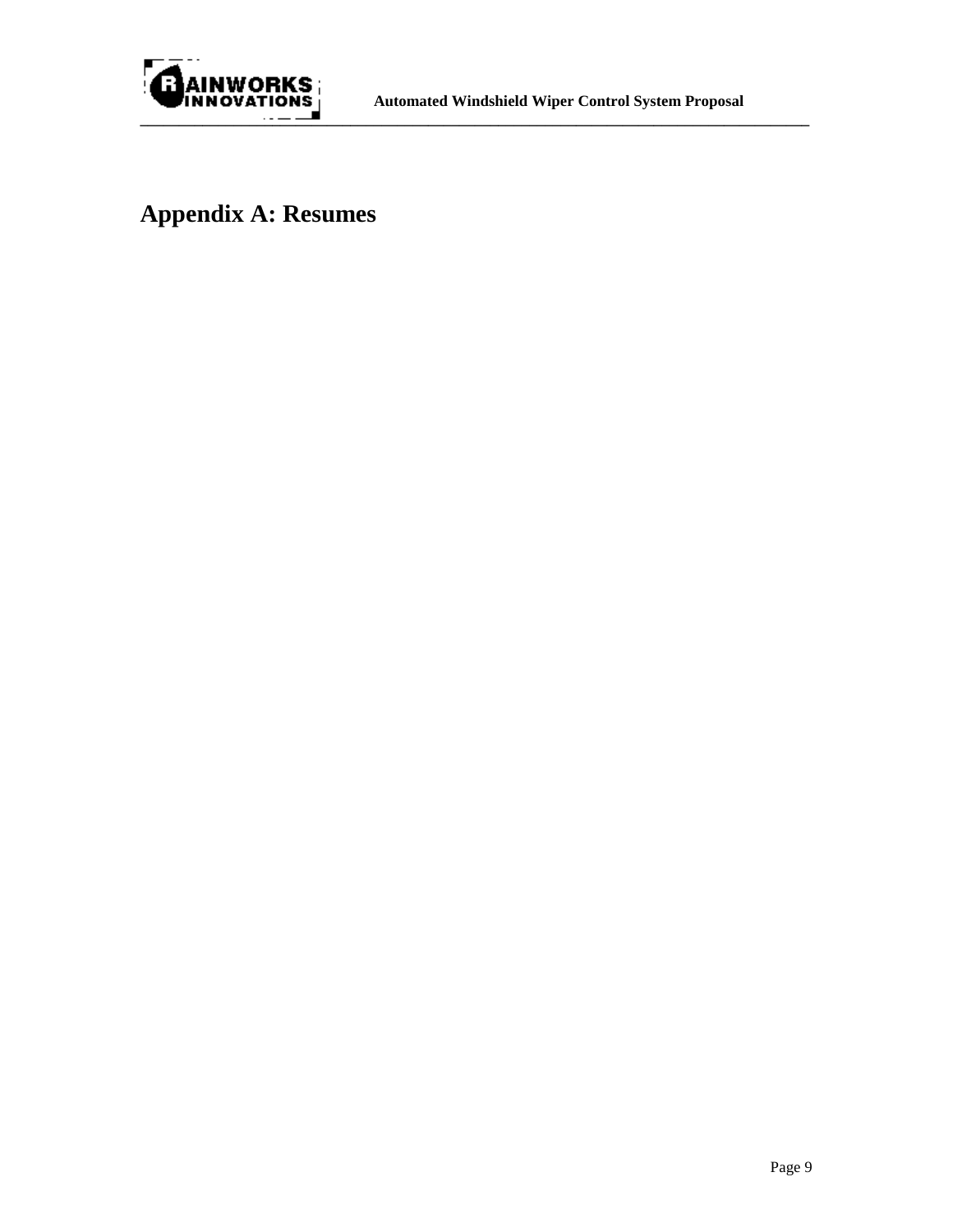# Appendix A: Resumes